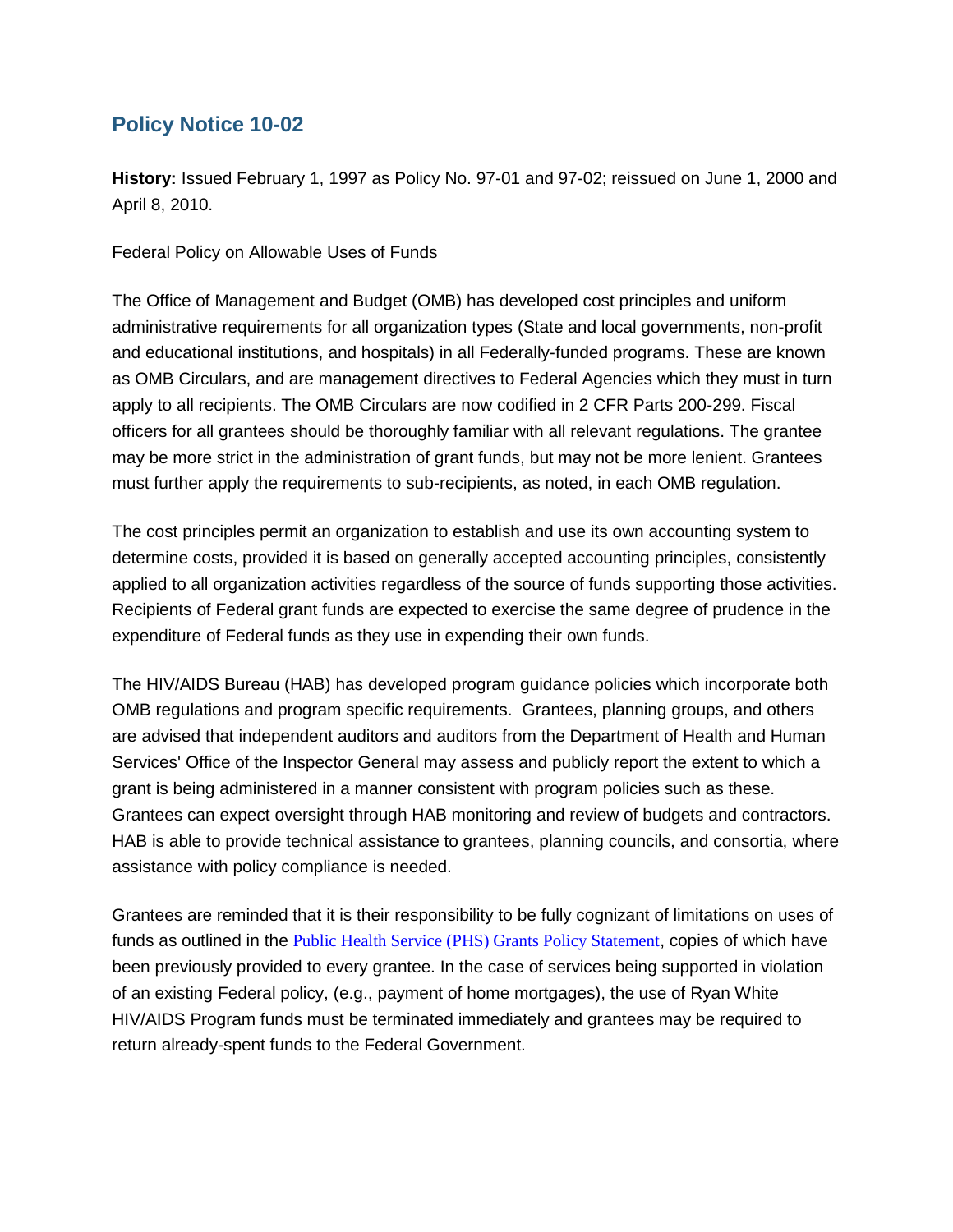## Policy Notice 10-02

**History:** Issued February 1, 1997 as Policy No. 97-01 and 97-02; reissued on June 1, 2000 and April 8, 2010.

Federal Policy on Allowable Uses of Funds

The Office of Management and Budget (OMB) has developed cost principles and uniform administrative requirements for all organization types (State and local governments, non-profit and educational institutions, and hospitals) in all Federally-funded programs. These are known as OMB Circulars, and are management directives to Federal Agencies which they must in turn apply to all recipients. The OMB Circulars are now codified in 2 CFR Parts 200-299. Fiscal officers for all grantees should be thoroughly familiar with all relevant regulations. The grantee may be more strict in the administration of grant funds, but may not be more lenient. Grantees must further apply the requirements to sub-recipients, as noted, in each OMB regulation.

The cost principles permit an organization to establish and use its own accounting system to determine costs, provided it is based on generally accepted accounting principles, consistently applied to all organization activities regardless of the source of funds supporting those activities. Recipients of Federal grant funds are expected to exercise the same degree of prudence in the expenditure of Federal funds as they use in expending their own funds.

The HIV/AIDS Bureau (HAB) has developed program guidance policies which incorporate both OMB regulations and program specific requirements. Grantees, planning groups, and others are advised that independent auditors and auditors from the Department of Health and Human Services' Office of the Inspector General may assess and publicly report the extent to which a grant is being administered in a manner consistent with program policies such as these. Grantees can expect oversight through HAB monitoring and review of budgets and contractors. HAB is able to provide technical assistance to grantees, planning councils, and consortia, where assistance with policy compliance is needed.

Grantees are reminded that it is their responsibility to be fully cognizant of limitations on uses of funds as outlined in the Public Health Service (PHS) Grants Policy Statement, copies of which have been previously provided to every grantee. In the case of services being supported in violation of an existing Federal policy, (e.g., payment of home mortgages), the use of Ryan White HIV/AIDS Program funds must be terminated immediately and grantees may be required to return already-spent funds to the Federal Government.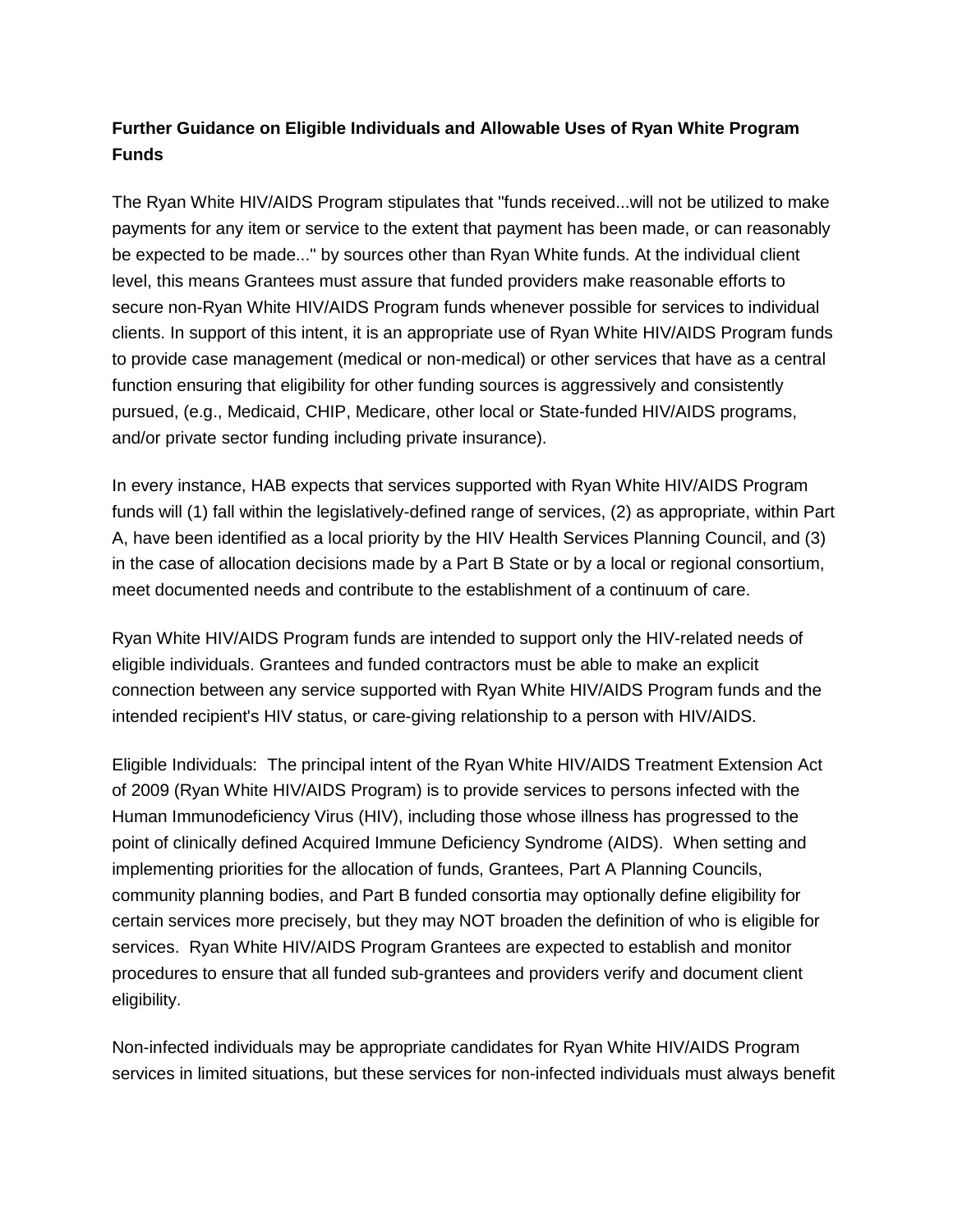**Further Guidance on Eligible Individuals and Allowable Uses of Ryan White Program Funds**

The Ryan White HIV/AIDS Program stipulates that "funds received...will not be utilized to make payments for any item or service to the extent that payment has been made, or can reasonably be expected to be made..." by sources other than Ryan White funds. At the individual client level, this means Grantees must assure that funded providers make reasonable efforts to secure non-Ryan White HIV/AIDS Program funds whenever possible for services to individual clients. In support of this intent, it is an appropriate use of Ryan White HIV/AIDS Program funds to provide case management (medical or non-medical) or other services that have as a central function ensuring that eligibility for other funding sources is aggressively and consistently pursued, (e.g., Medicaid, CHIP, Medicare, other local or State-funded HIV/AIDS programs, and/or private sector funding including private insurance).

In every instance, HAB expects that services supported with Ryan White HIV/AIDS Program funds will (1) fall within the legislatively-defined range of services, (2) as appropriate, within Part A, have been identified as a local priority by the HIV Health Services Planning Council, and (3) in the case of allocation decisions made by a Part B State or by a local or regional consortium, meet documented needs and contribute to the establishment of a continuum of care.

Ryan White HIV/AIDS Program funds are intended to support only the HIV-related needs of eligible individuals. Grantees and funded contractors must be able to make an explicit connection between any service supported with Ryan White HIV/AIDS Program funds and the intended recipient's HIV status, or care-giving relationship to a person with HIV/AIDS.

Eligible Individuals: The principal intent of the Ryan White HIV/AIDS Treatment Extension Act of 2009 (Ryan White HIV/AIDS Program) is to provide services to persons infected with the Human Immunodeficiency Virus (HIV), including those whose illness has progressed to the point of clinically defined Acquired Immune Deficiency Syndrome (AIDS). When setting and implementing priorities for the allocation of funds, Grantees, Part A Planning Councils, community planning bodies, and Part B funded consortia may optionally define eligibility for certain services more precisely, but they may NOT broaden the definition of who is eligible for services. Ryan White HIV/AIDS Program Grantees are expected to establish and monitor procedures to ensure that all funded sub-grantees and providers verify and document client eligibility.

Non-infected individuals may be appropriate candidates for Ryan White HIV/AIDS Program services in limited situations, but these services for non-infected individuals must always benefit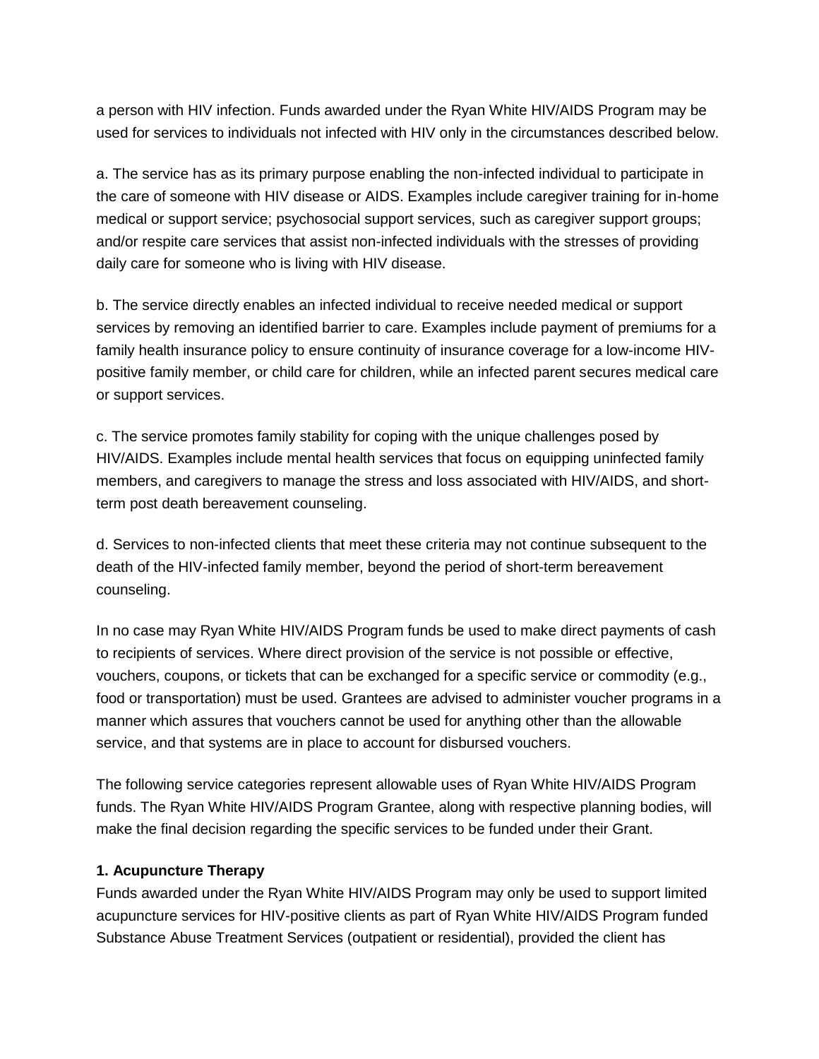a person with HIV infection. Funds awarded under the Ryan White HIV/AIDS Program may be used for services to individuals not infected with HIV only in the circumstances described below.

a. The service has as its primary purpose enabling the non-infected individual to participate in the care of someone with HIV disease or AIDS. Examples include caregiver training for in-home medical or support service; psychosocial support services, such as caregiver support groups; and/or respite care services that assist non-infected individuals with the stresses of providing daily care for someone who is living with HIV disease.

b. The service directly enables an infected individual to receive needed medical or support services by removing an identified barrier to care. Examples include payment of premiums for a family health insurance policy to ensure continuity of insurance coverage for a low-income HIV-positive family member, or child care for children, while an infected parent secures medical care or support services.

c. The service promotes family stability for coping with the unique challenges posed by HIV/AIDS. Examples include mental health services that focus on equipping uninfected family members, and caregivers to manage the stress and loss associated with HIV/AIDS, and short-term post death bereavement counseling.

d. Services to non-infected clients that meet these criteria may not continue subsequent to the death of the HIV-infected family member, beyond the period of short-term bereavement counseling.

In no case may Ryan White HIV/AIDS Program funds be used to make direct payments of cash to recipients of services. Where direct provision of the service is not possible or effective, vouchers, coupons, or tickets that can be exchanged for a specific service or commodity (e.g., food or transportation) must be used. Grantees are advised to administer voucher programs in a manner which assures that vouchers cannot be used for anything other than the allowable service, and that systems are in place to account for disbursed vouchers.

The following service categories represent allowable uses of Ryan White HIV/AIDS Program funds. The Ryan White HIV/AIDS Program Grantee, along with respective planning bodies, will make the final decision regarding the specific services to be funded under their Grant.

**1. Acupuncture Therapy**

Funds awarded under the Ryan White HIV/AIDS Program may only be used to support limited acupuncture services for HIV-positive clients as part of Ryan White HIV/AIDS Program funded Substance Abuse Treatment Services (outpatient or residential), provided the client has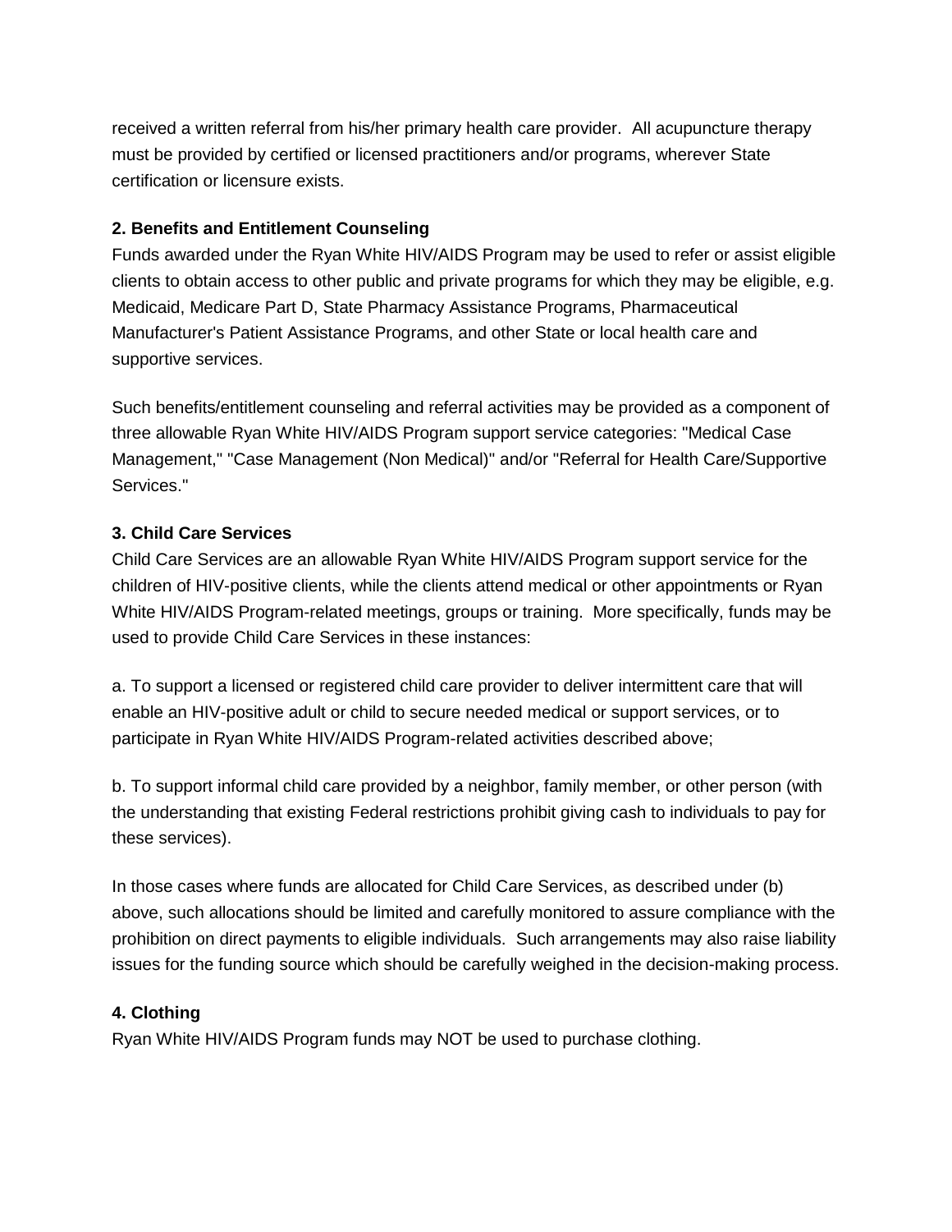received a written referral from his/her primary health care provider. All acupuncture therapy must be provided by certified or licensed practitioners and/or programs, wherever State certification or licensure exists.

**2. Benefits and Entitlement Counseling**

Funds awarded under the Ryan White HIV/AIDS Program may be used to refer or assist eligible clients to obtain access to other public and private programs for which they may be eligible, e.g. Medicaid, Medicare Part D, State Pharmacy Assistance Programs, Pharmaceutical Manufacturer's Patient Assistance Programs, and other State or local health care and supportive services.

Such benefits/entitlement counseling and referral activities may be provided as a component of three allowable Ryan White HIV/AIDS Program support service categories: "Medical Case Management," "Case Management (Non Medical)" and/or "Referral for Health Care/Supportive Services."

**3. Child Care Services**

Child Care Services are an allowable Ryan White HIV/AIDS Program support service for the children of HIV-positive clients, while the clients attend medical or other appointments or Ryan White HIV/AIDS Program-related meetings, groups or training. More specifically, funds may be used to provide Child Care Services in these instances:

a. To support a licensed or registered child care provider to deliver intermittent care that will enable an HIV-positive adult or child to secure needed medical or support services, or to participate in Ryan White HIV/AIDS Program-related activities described above;

b. To support informal child care provided by a neighbor, family member, or other person (with the understanding that existing Federal restrictions prohibit giving cash to individuals to pay for these services).

In those cases where funds are allocated for Child Care Services, as described under (b) above, such allocations should be limited and carefully monitored to assure compliance with the prohibition on direct payments to eligible individuals. Such arrangements may also raise liability issues for the funding source which should be carefully weighed in the decision-making process.

**4. Clothing**

Ryan White HIV/AIDS Program funds may NOT be used to purchase clothing.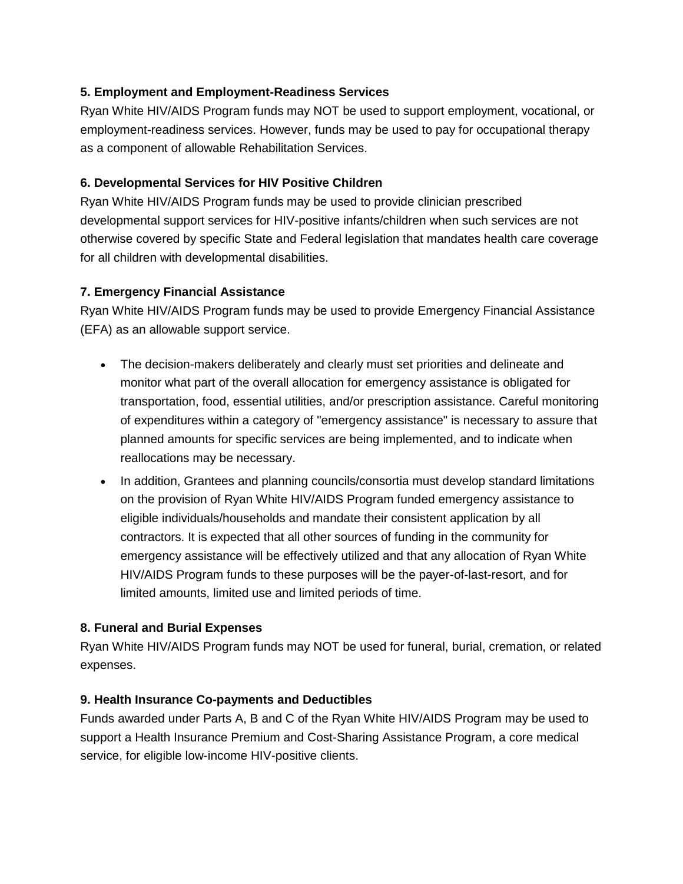**5. Employment and Employment-Readiness Services**

Ryan White HIV/AIDS Program funds may NOT be used to support employment, vocational, or employment-readiness services. However, funds may be used to pay for occupational therapy as a component of allowable Rehabilitation Services.

**6. Developmental Services for HIV Positive Children**

Ryan White HIV/AIDS Program funds may be used to provide clinician prescribed developmental support services for HIV-positive infants/children when such services are not otherwise covered by specific State and Federal legislation that mandates health care coverage for all children with developmental disabilities.

**7. Emergency Financial Assistance**

Ryan White HIV/AIDS Program funds may be used to provide Emergency Financial Assistance (EFA) as an allowable support service.

- The decision-makers deliberately and clearly must set priorities and delineate and monitor what part of the overall allocation for emergency assistance is obligated for transportation, food, essential utilities, and/or prescription assistance. Careful monitoring of expenditures within a category of "emergency assistance" is necessary to assure that planned amounts for specific services are being implemented, and to indicate when reallocations may be necessary.
- In addition, Grantees and planning councils/consortia must develop standard limitations on the provision of Ryan White HIV/AIDS Program funded emergency assistance to eligible individuals/households and mandate their consistent application by all contractors. It is expected that all other sources of funding in the community for emergency assistance will be effectively utilized and that any allocation of Ryan White HIV/AIDS Program funds to these purposes will be the payer-of-last-resort, and for limited amounts, limited use and limited periods of time.

**8. Funeral and Burial Expenses**

Ryan White HIV/AIDS Program funds may NOT be used for funeral, burial, cremation, or related expenses.

**9. Health Insurance Co-payments and Deductibles**

Funds awarded under Parts A, B and C of the Ryan White HIV/AIDS Program may be used to support a Health Insurance Premium and Cost-Sharing Assistance Program, a core medical service, for eligible low-income HIV-positive clients.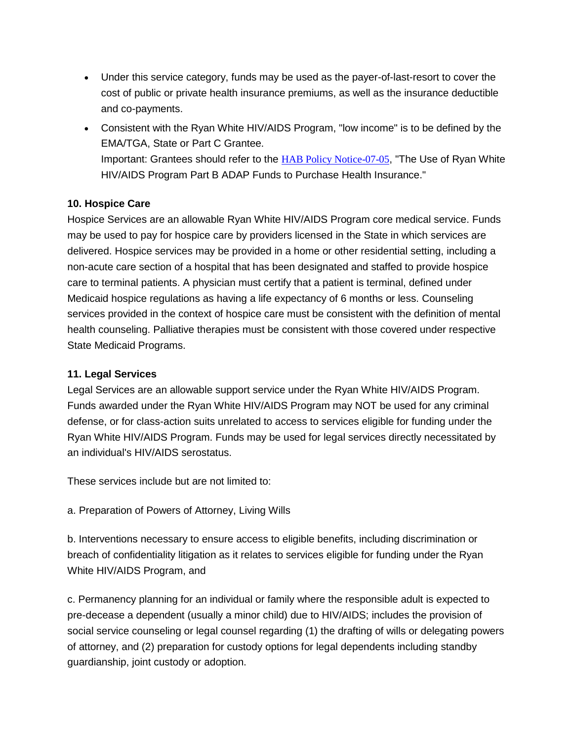- Under this service category, funds may be used as the payer-of-last-resort to cover the cost of public or private health insurance premiums, as well as the insurance deductible and co-payments.
- Consistent with the Ryan White HIV/AIDS Program, "low income" is to be defined by the EMA/TGA, State or Part C Grantee.
  Important: Grantees should refer to the HAB Policy Notice-07-05, "The Use of Ryan White HIV/AIDS Program Part B ADAP Funds to Purchase Health Insurance."

**10. Hospice Care**
Hospice Services are an allowable Ryan White HIV/AIDS Program core medical service. Funds may be used to pay for hospice care by providers licensed in the State in which services are delivered. Hospice services may be provided in a home or other residential setting, including a non-acute care section of a hospital that has been designated and staffed to provide hospice care to terminal patients. A physician must certify that a patient is terminal, defined under Medicaid hospice regulations as having a life expectancy of 6 months or less. Counseling services provided in the context of hospice care must be consistent with the definition of mental health counseling. Palliative therapies must be consistent with those covered under respective State Medicaid Programs.

**11. Legal Services**
Legal Services are an allowable support service under the Ryan White HIV/AIDS Program. Funds awarded under the Ryan White HIV/AIDS Program may NOT be used for any criminal defense, or for class-action suits unrelated to access to services eligible for funding under the Ryan White HIV/AIDS Program. Funds may be used for legal services directly necessitated by an individual's HIV/AIDS serostatus.

These services include but are not limited to:

a. Preparation of Powers of Attorney, Living Wills

b. Interventions necessary to ensure access to eligible benefits, including discrimination or breach of confidentiality litigation as it relates to services eligible for funding under the Ryan White HIV/AIDS Program, and

c. Permanency planning for an individual or family where the responsible adult is expected to pre-decease a dependent (usually a minor child) due to HIV/AIDS; includes the provision of social service counseling or legal counsel regarding (1) the drafting of wills or delegating powers of attorney, and (2) preparation for custody options for legal dependents including standby guardianship, joint custody or adoption.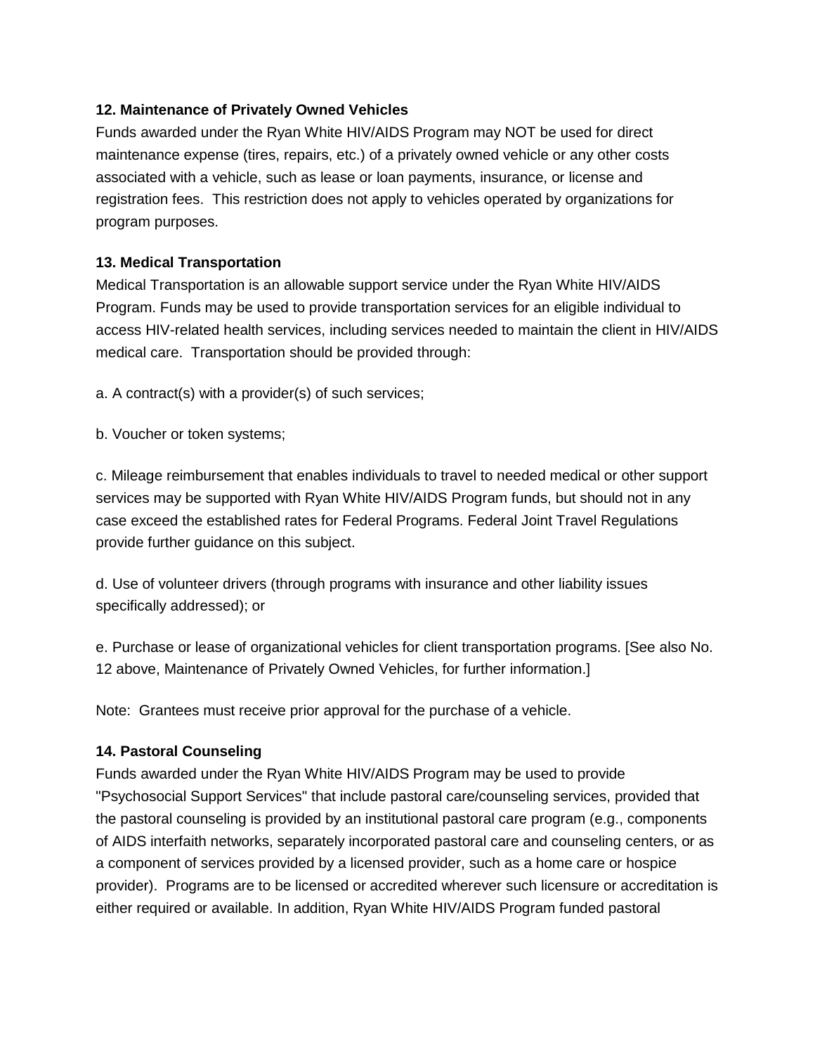**12. Maintenance of Privately Owned Vehicles**

Funds awarded under the Ryan White HIV/AIDS Program may NOT be used for direct maintenance expense (tires, repairs, etc.) of a privately owned vehicle or any other costs associated with a vehicle, such as lease or loan payments, insurance, or license and registration fees. This restriction does not apply to vehicles operated by organizations for program purposes.

**13. Medical Transportation**

Medical Transportation is an allowable support service under the Ryan White HIV/AIDS Program. Funds may be used to provide transportation services for an eligible individual to access HIV-related health services, including services needed to maintain the client in HIV/AIDS medical care. Transportation should be provided through:

a. A contract(s) with a provider(s) of such services;

b. Voucher or token systems;

c. Mileage reimbursement that enables individuals to travel to needed medical or other support services may be supported with Ryan White HIV/AIDS Program funds, but should not in any case exceed the established rates for Federal Programs. Federal Joint Travel Regulations provide further guidance on this subject.

d. Use of volunteer drivers (through programs with insurance and other liability issues specifically addressed); or

e. Purchase or lease of organizational vehicles for client transportation programs. [See also No. 12 above, Maintenance of Privately Owned Vehicles, for further information.]

Note: Grantees must receive prior approval for the purchase of a vehicle.

**14. Pastoral Counseling**

Funds awarded under the Ryan White HIV/AIDS Program may be used to provide "Psychosocial Support Services" that include pastoral care/counseling services, provided that the pastoral counseling is provided by an institutional pastoral care program (e.g., components of AIDS interfaith networks, separately incorporated pastoral care and counseling centers, or as a component of services provided by a licensed provider, such as a home care or hospice provider). Programs are to be licensed or accredited wherever such licensure or accreditation is either required or available. In addition, Ryan White HIV/AIDS Program funded pastoral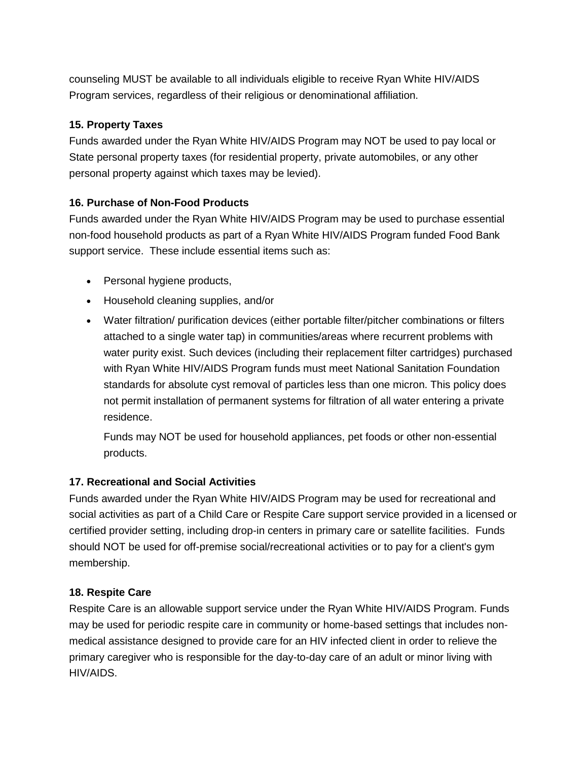counseling MUST be available to all individuals eligible to receive Ryan White HIV/AIDS Program services, regardless of their religious or denominational affiliation.

**15. Property Taxes**

Funds awarded under the Ryan White HIV/AIDS Program may NOT be used to pay local or State personal property taxes (for residential property, private automobiles, or any other personal property against which taxes may be levied).

**16. Purchase of Non-Food Products**

Funds awarded under the Ryan White HIV/AIDS Program may be used to purchase essential non-food household products as part of a Ryan White HIV/AIDS Program funded Food Bank support service. These include essential items such as:

- Personal hygiene products,
- Household cleaning supplies, and/or
- Water filtration/ purification devices (either portable filter/pitcher combinations or filters attached to a single water tap) in communities/areas where recurrent problems with water purity exist. Such devices (including their replacement filter cartridges) purchased with Ryan White HIV/AIDS Program funds must meet National Sanitation Foundation standards for absolute cyst removal of particles less than one micron. This policy does not permit installation of permanent systems for filtration of all water entering a private residence.

  Funds may NOT be used for household appliances, pet foods or other non-essential products.

**17. Recreational and Social Activities**

Funds awarded under the Ryan White HIV/AIDS Program may be used for recreational and social activities as part of a Child Care or Respite Care support service provided in a licensed or certified provider setting, including drop-in centers in primary care or satellite facilities. Funds should NOT be used for off-premise social/recreational activities or to pay for a client's gym membership.

**18. Respite Care**

Respite Care is an allowable support service under the Ryan White HIV/AIDS Program. Funds may be used for periodic respite care in community or home-based settings that includes non-medical assistance designed to provide care for an HIV infected client in order to relieve the primary caregiver who is responsible for the day-to-day care of an adult or minor living with HIV/AIDS.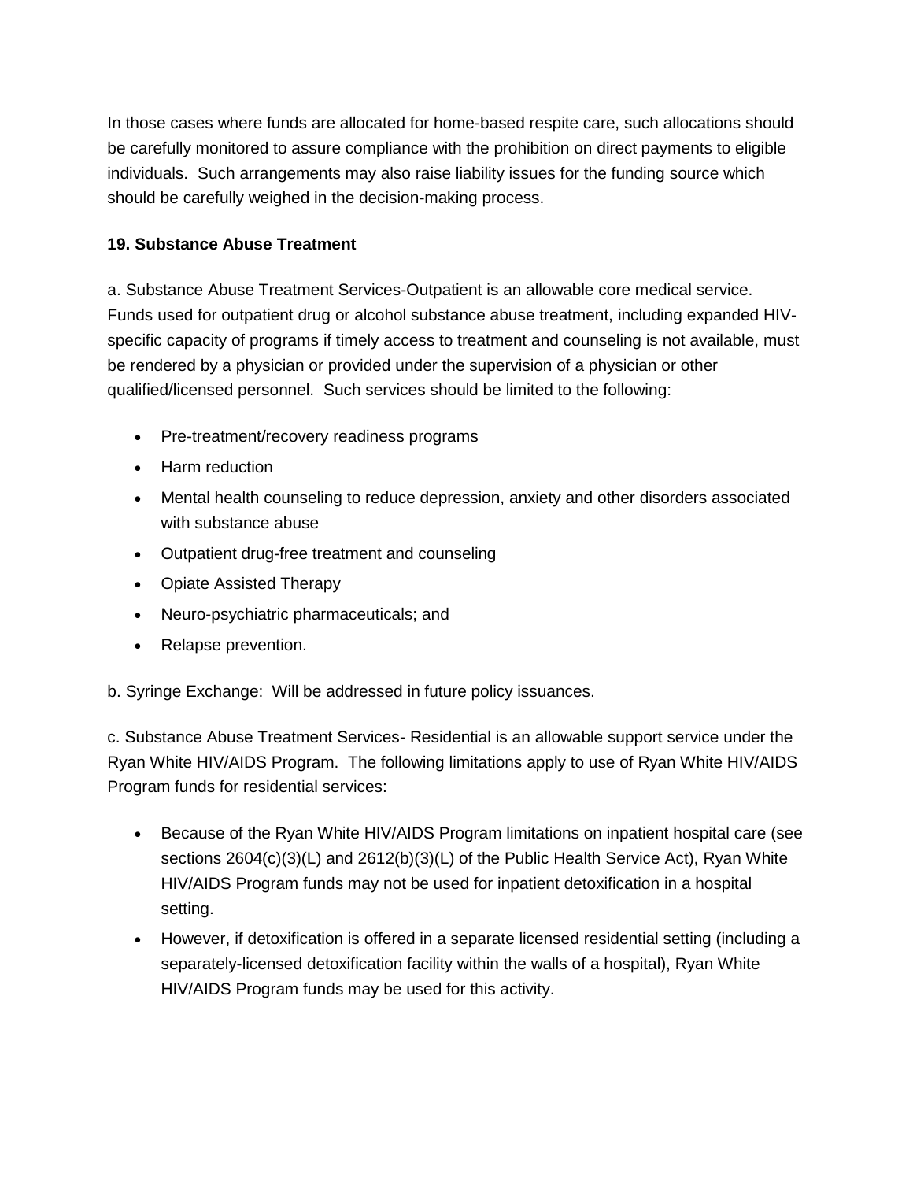In those cases where funds are allocated for home-based respite care, such allocations should be carefully monitored to assure compliance with the prohibition on direct payments to eligible individuals.  Such arrangements may also raise liability issues for the funding source which should be carefully weighed in the decision-making process.

**19. Substance Abuse Treatment**

a. Substance Abuse Treatment Services-Outpatient is an allowable core medical service. Funds used for outpatient drug or alcohol substance abuse treatment, including expanded HIV-specific capacity of programs if timely access to treatment and counseling is not available, must be rendered by a physician or provided under the supervision of a physician or other qualified/licensed personnel.  Such services should be limited to the following:

- Pre-treatment/recovery readiness programs
- Harm reduction
- Mental health counseling to reduce depression, anxiety and other disorders associated with substance abuse
- Outpatient drug-free treatment and counseling
- Opiate Assisted Therapy
- Neuro-psychiatric pharmaceuticals; and
- Relapse prevention.

b. Syringe Exchange:  Will be addressed in future policy issuances.

c. Substance Abuse Treatment Services- Residential is an allowable support service under the Ryan White HIV/AIDS Program.  The following limitations apply to use of Ryan White HIV/AIDS Program funds for residential services:

- Because of the Ryan White HIV/AIDS Program limitations on inpatient hospital care (see sections 2604(c)(3)(L) and 2612(b)(3)(L) of the Public Health Service Act), Ryan White HIV/AIDS Program funds may not be used for inpatient detoxification in a hospital setting.
- However, if detoxification is offered in a separate licensed residential setting (including a separately-licensed detoxification facility within the walls of a hospital), Ryan White HIV/AIDS Program funds may be used for this activity.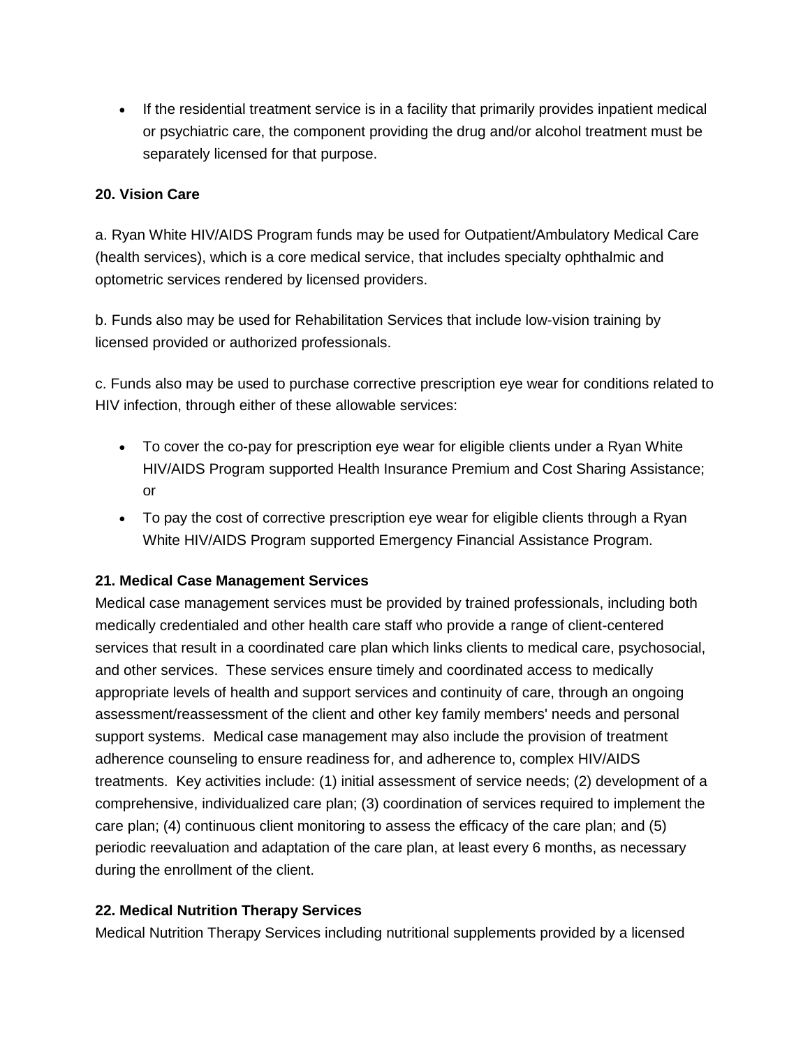- If the residential treatment service is in a facility that primarily provides inpatient medical or psychiatric care, the component providing the drug and/or alcohol treatment must be separately licensed for that purpose.

**20. Vision Care**

a. Ryan White HIV/AIDS Program funds may be used for Outpatient/Ambulatory Medical Care (health services), which is a core medical service, that includes specialty ophthalmic and optometric services rendered by licensed providers.

b. Funds also may be used for Rehabilitation Services that include low-vision training by licensed provided or authorized professionals.

c. Funds also may be used to purchase corrective prescription eye wear for conditions related to HIV infection, through either of these allowable services:

- To cover the co-pay for prescription eye wear for eligible clients under a Ryan White HIV/AIDS Program supported Health Insurance Premium and Cost Sharing Assistance; or
- To pay the cost of corrective prescription eye wear for eligible clients through a Ryan White HIV/AIDS Program supported Emergency Financial Assistance Program.

**21. Medical Case Management Services**

Medical case management services must be provided by trained professionals, including both medically credentialed and other health care staff who provide a range of client-centered services that result in a coordinated care plan which links clients to medical care, psychosocial, and other services. These services ensure timely and coordinated access to medically appropriate levels of health and support services and continuity of care, through an ongoing assessment/reassessment of the client and other key family members' needs and personal support systems. Medical case management may also include the provision of treatment adherence counseling to ensure readiness for, and adherence to, complex HIV/AIDS treatments. Key activities include: (1) initial assessment of service needs; (2) development of a comprehensive, individualized care plan; (3) coordination of services required to implement the care plan; (4) continuous client monitoring to assess the efficacy of the care plan; and (5) periodic reevaluation and adaptation of the care plan, at least every 6 months, as necessary during the enrollment of the client.

**22. Medical Nutrition Therapy Services**

Medical Nutrition Therapy Services including nutritional supplements provided by a licensed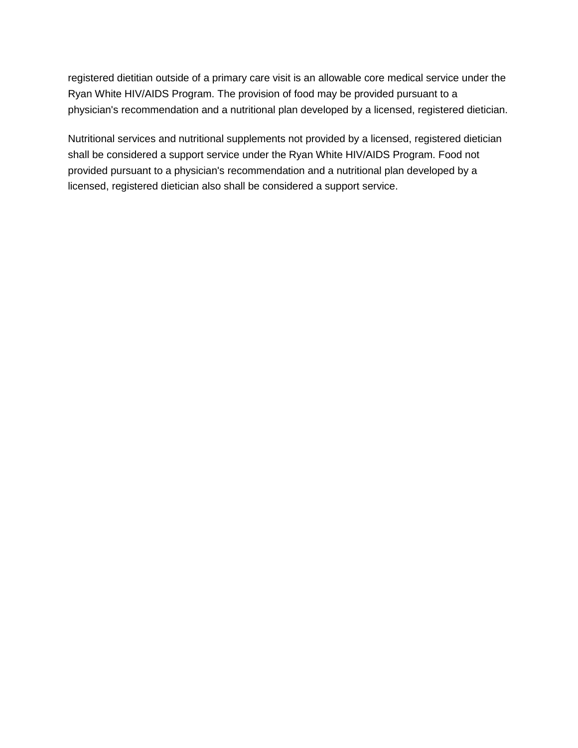registered dietitian outside of a primary care visit is an allowable core medical service under the Ryan White HIV/AIDS Program. The provision of food may be provided pursuant to a physician's recommendation and a nutritional plan developed by a licensed, registered dietician.

Nutritional services and nutritional supplements not provided by a licensed, registered dietician shall be considered a support service under the Ryan White HIV/AIDS Program. Food not provided pursuant to a physician's recommendation and a nutritional plan developed by a licensed, registered dietician also shall be considered a support service.